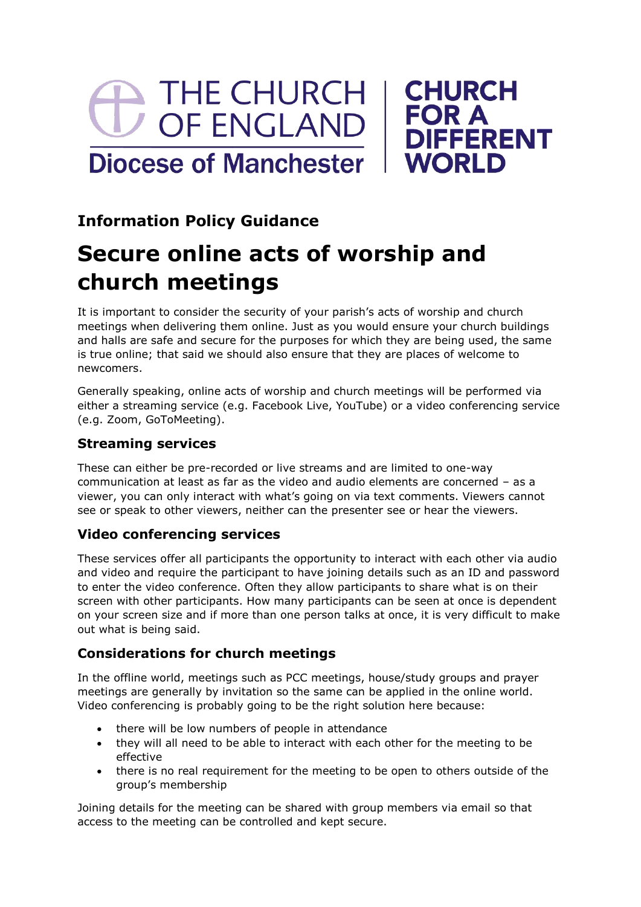THE CHURCH OF ENGLAND
Diocese of Manchester

CHURCH FOR A DIFFERENT WORLD

**Information Policy Guidance**

# Secure online acts of worship and church meetings

It is important to consider the security of your parish's acts of worship and church meetings when delivering them online. Just as you would ensure your church buildings and halls are safe and secure for the purposes for which they are being used, the same is true online; that said we should also ensure that they are places of welcome to newcomers.

Generally speaking, online acts of worship and church meetings will be performed via either a streaming service (e.g. Facebook Live, YouTube) or a video conferencing service (e.g. Zoom, GoToMeeting).

## Streaming services

These can either be pre-recorded or live streams and are limited to one-way communication at least as far as the video and audio elements are concerned – as a viewer, you can only interact with what's going on via text comments. Viewers cannot see or speak to other viewers, neither can the presenter see or hear the viewers.

## Video conferencing services

These services offer all participants the opportunity to interact with each other via audio and video and require the participant to have joining details such as an ID and password to enter the video conference. Often they allow participants to share what is on their screen with other participants. How many participants can be seen at once is dependent on your screen size and if more than one person talks at once, it is very difficult to make out what is being said.

## Considerations for church meetings

In the offline world, meetings such as PCC meetings, house/study groups and prayer meetings are generally by invitation so the same can be applied in the online world. Video conferencing is probably going to be the right solution here because:

- there will be low numbers of people in attendance
- they will all need to be able to interact with each other for the meeting to be effective
- there is no real requirement for the meeting to be open to others outside of the group's membership

Joining details for the meeting can be shared with group members via email so that access to the meeting can be controlled and kept secure.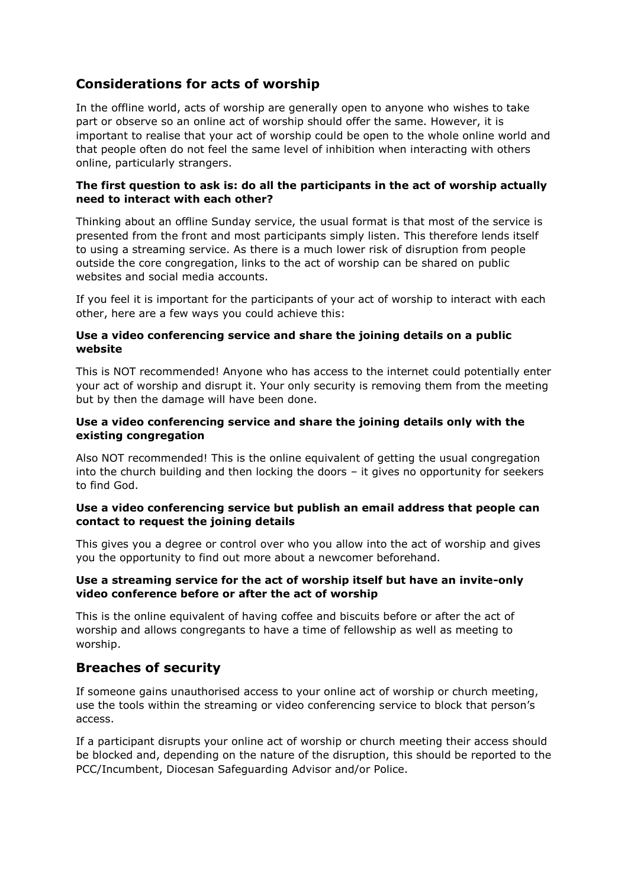## Considerations for acts of worship

In the offline world, acts of worship are generally open to anyone who wishes to take part or observe so an online act of worship should offer the same. However, it is important to realise that your act of worship could be open to the whole online world and that people often do not feel the same level of inhibition when interacting with others online, particularly strangers.

**The first question to ask is: do all the participants in the act of worship actually need to interact with each other?**

Thinking about an offline Sunday service, the usual format is that most of the service is presented from the front and most participants simply listen. This therefore lends itself to using a streaming service. As there is a much lower risk of disruption from people outside the core congregation, links to the act of worship can be shared on public websites and social media accounts.

If you feel it is important for the participants of your act of worship to interact with each other, here are a few ways you could achieve this:

**Use a video conferencing service and share the joining details on a public website**

This is NOT recommended! Anyone who has access to the internet could potentially enter your act of worship and disrupt it. Your only security is removing them from the meeting but by then the damage will have been done.

**Use a video conferencing service and share the joining details only with the existing congregation**

Also NOT recommended! This is the online equivalent of getting the usual congregation into the church building and then locking the doors – it gives no opportunity for seekers to find God.

**Use a video conferencing service but publish an email address that people can contact to request the joining details**

This gives you a degree or control over who you allow into the act of worship and gives you the opportunity to find out more about a newcomer beforehand.

**Use a streaming service for the act of worship itself but have an invite-only video conference before or after the act of worship**

This is the online equivalent of having coffee and biscuits before or after the act of worship and allows congregants to have a time of fellowship as well as meeting to worship.

## Breaches of security

If someone gains unauthorised access to your online act of worship or church meeting, use the tools within the streaming or video conferencing service to block that person's access.

If a participant disrupts your online act of worship or church meeting their access should be blocked and, depending on the nature of the disruption, this should be reported to the PCC/Incumbent, Diocesan Safeguarding Advisor and/or Police.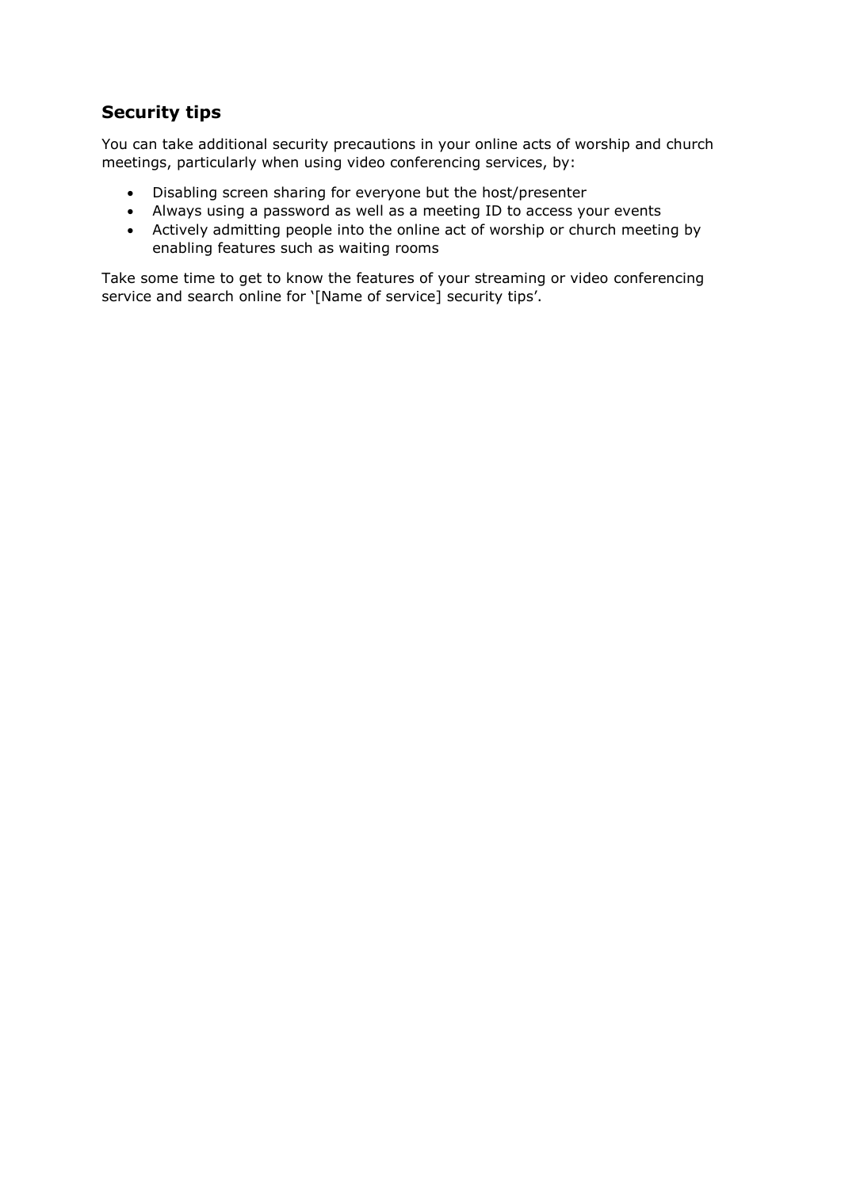## Security tips

You can take additional security precautions in your online acts of worship and church meetings, particularly when using video conferencing services, by:

- Disabling screen sharing for everyone but the host/presenter
- Always using a password as well as a meeting ID to access your events
- Actively admitting people into the online act of worship or church meeting by enabling features such as waiting rooms

Take some time to get to know the features of your streaming or video conferencing service and search online for '[Name of service] security tips'.